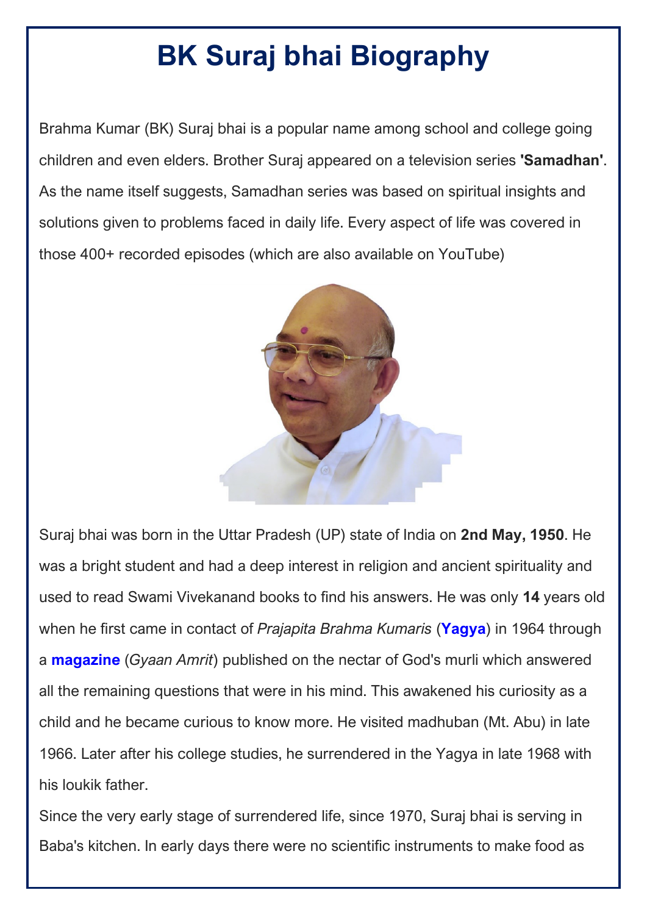# BK Suraj bhai Biography

Brahma Kumar (BK) Suraj bhai is a popular name among school and college going children and even elders. Brother Suraj appeared on a television series **'Samadhan'**. As the name itself suggests, Samadhan series was based on spiritual insights and solutions given to problems faced in daily life. Every aspect of life was covered in those 400+ recorded episodes (which are also available on YouTube)

Suraj bhai was born in the Uttar Pradesh (UP) state of India on **2nd May, 1950**. He was a bright student and had a deep interest in religion and ancient spirituality and used to read Swami Vivekanand books to find his answers. He was only **14** years old when he first came in contact of *Prajapita Brahma Kumaris* (**Yagya**) in 1964 through a **magazine** (*Gyaan Amrit*) published on the nectar of God's murli which answered all the remaining questions that were in his mind. This awakened his curiosity as a child and he became curious to know more. He visited madhuban (Mt. Abu) in late 1966. Later after his college studies, he surrendered in the Yagya in late 1968 with his loukik father.

Since the very early stage of surrendered life, since 1970, Suraj bhai is serving in Baba's kitchen. In early days there were no scientific instruments to make food as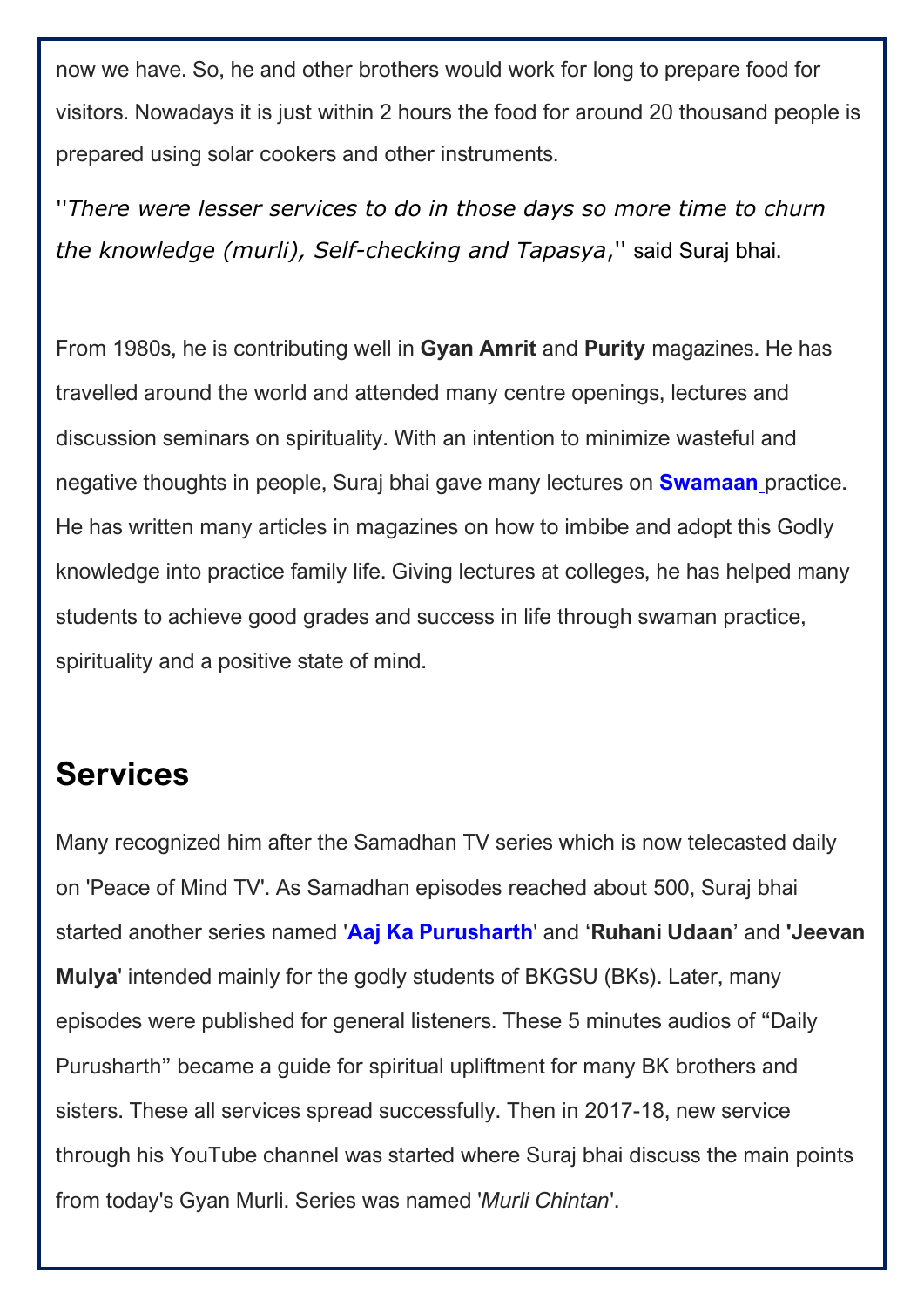now we have. So, he and other brothers would work for long to prepare food for visitors. Nowadays it is just within 2 hours the food for around 20 thousand people is prepared using solar cookers and other instruments.

"*There were lesser services to do in those days so more time to churn the knowledge (murli), Self-checking and Tapasya*," said Suraj bhai.

From 1980s, he is contributing well in **Gyan Amrit** and **Purity** magazines. He has travelled around the world and attended many centre openings, lectures and discussion seminars on spirituality. With an intention to minimize wasteful and negative thoughts in people, Suraj bhai gave many lectures on **Swamaan** practice. He has written many articles in magazines on how to imbibe and adopt this Godly knowledge into practice family life. Giving lectures at colleges, he has helped many students to achieve good grades and success in life through swaman practice, spirituality and a positive state of mind.

## Services

Many recognized him after the Samadhan TV series which is now telecasted daily on 'Peace of Mind TV'. As Samadhan episodes reached about 500, Suraj bhai started another series named '**Aaj Ka Purusharth**' and '**Ruhani Udaan**' and **'Jeevan Mulya**' intended mainly for the godly students of BKGSU (BKs). Later, many episodes were published for general listeners. These 5 minutes audios of "Daily Purusharth" became a guide for spiritual upliftment for many BK brothers and sisters. These all services spread successfully. Then in 2017-18, new service through his YouTube channel was started where Suraj bhai discuss the main points from today's Gyan Murli. Series was named '*Murli Chintan*'.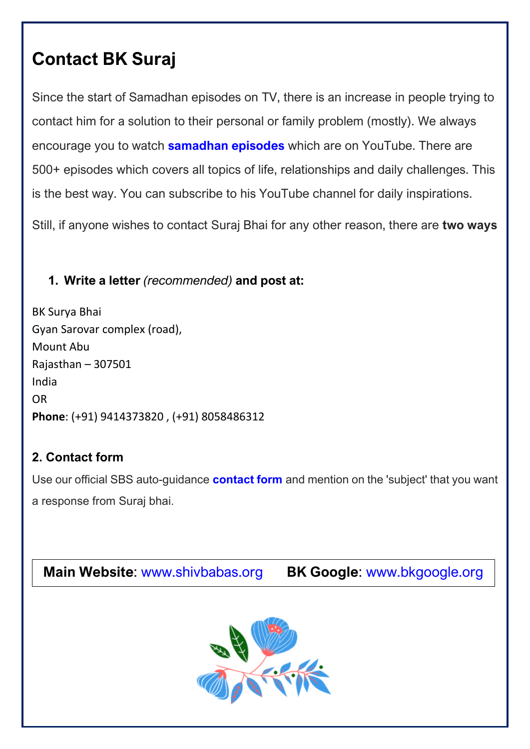# Contact BK Suraj

Since the start of Samadhan episodes on TV, there is an increase in people trying to contact him for a solution to their personal or family problem (mostly). We always encourage you to watch **samadhan episodes** which are on YouTube. There are 500+ episodes which covers all topics of life, relationships and daily challenges. This is the best way. You can subscribe to his YouTube channel for daily inspirations.

Still, if anyone wishes to contact Suraj Bhai for any other reason, there are **two ways**

1. **Write a letter** *(recommended)* **and post at:**

BK Surya Bhai
Gyan Sarovar complex (road),
Mount Abu
Rajasthan – 307501
India
OR
**Phone**: (+91) 9414373820 , (+91) 8058486312

**2. Contact form**

Use our official SBS auto-guidance **contact form** and mention on the 'subject' that you want a response from Suraj bhai.

**Main Website**: www.shivbabas.org  **BK Google**: www.bkgoogle.org